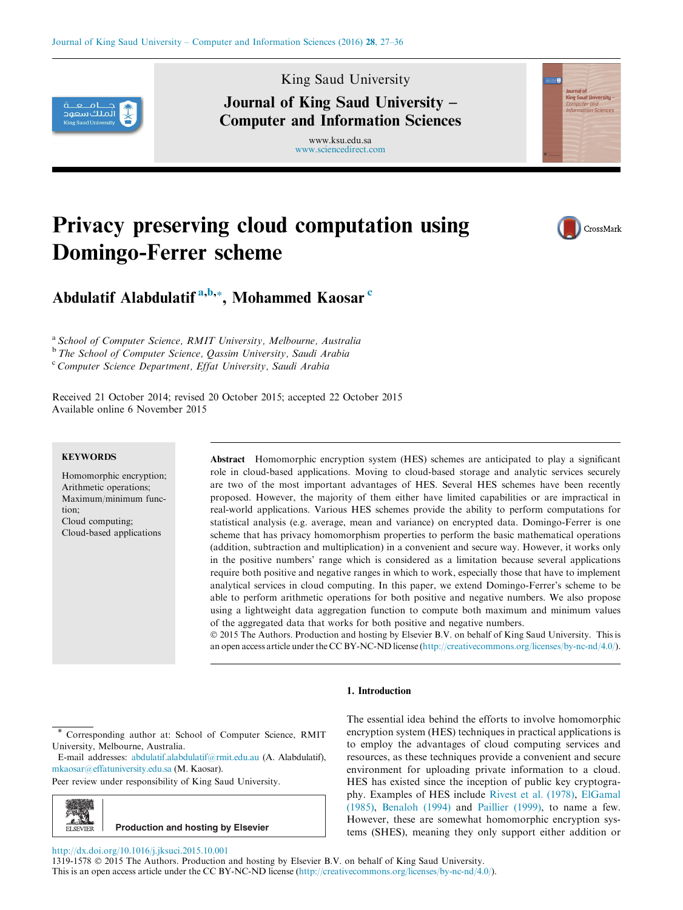King Saud University

**Journal of King Saud University – Computer and Information Sciences**

www.ksu.edu.sa
www.sciencedirect.com

# Privacy preserving cloud computation using Domingo-Ferrer scheme

**Abdulatif Alabdulatif** [a,b,*], **Mohammed Kaosar** [c]

[a] *School of Computer Science, RMIT University, Melbourne, Australia*
[b] *The School of Computer Science, Qassim University, Saudi Arabia*
[c] *Computer Science Department, Effat University, Saudi Arabia*

Received 21 October 2014; revised 20 October 2015; accepted 22 October 2015
Available online 6 November 2015

**KEYWORDS**

Homomorphic encryption;
Arithmetic operations;
Maximum/minimum function;
Cloud computing;
Cloud-based applications

**Abstract** Homomorphic encryption system (HES) schemes are anticipated to play a significant role in cloud-based applications. Moving to cloud-based storage and analytic services securely are two of the most important advantages of HES. Several HES schemes have been recently proposed. However, the majority of them either have limited capabilities or are impractical in real-world applications. Various HES schemes provide the ability to perform computations for statistical analysis (e.g. average, mean and variance) on encrypted data. Domingo-Ferrer is one scheme that has privacy homomorphism properties to perform the basic mathematical operations (addition, subtraction and multiplication) in a convenient and secure way. However, it works only in the positive numbers' range which is considered as a limitation because several applications require both positive and negative ranges in which to work, especially those that have to implement analytical services in cloud computing. In this paper, we extend Domingo-Ferrer's scheme to be able to perform arithmetic operations for both positive and negative numbers. We also propose using a lightweight data aggregation function to compute both maximum and minimum values of the aggregated data that works for both positive and negative numbers.

© 2015 The Authors. Production and hosting by Elsevier B.V. on behalf of King Saud University. This is an open access article under the CC BY-NC-ND license (http://creativecommons.org/licenses/by-nc-nd/4.0/).

## 1. Introduction

The essential idea behind the efforts to involve homomorphic encryption system (HES) techniques in practical applications is to employ the advantages of cloud computing services and resources, as these techniques provide a convenient and secure environment for uploading private information to a cloud. HES has existed since the inception of public key cryptography. Examples of HES include Rivest et al. (1978), ElGamal (1985), Benaloh (1994) and Paillier (1999), to name a few. However, these are somewhat homomorphic encryption systems (SHES), meaning they only support either addition or

* Corresponding author at: School of Computer Science, RMIT University, Melbourne, Australia.
E-mail addresses: abdulatif.alabdulatif@rmit.edu.au (A. Alabdulatif), mkaosar@effatuniversity.edu.sa (M. Kaosar).

Peer review under responsibility of King Saud University.

Production and hosting by Elsevier

http://dx.doi.org/10.1016/j.jksuci.2015.10.001
1319-1578 © 2015 The Authors. Production and hosting by Elsevier B.V. on behalf of King Saud University.
This is an open access article under the CC BY-NC-ND license (http://creativecommons.org/licenses/by-nc-nd/4.0/).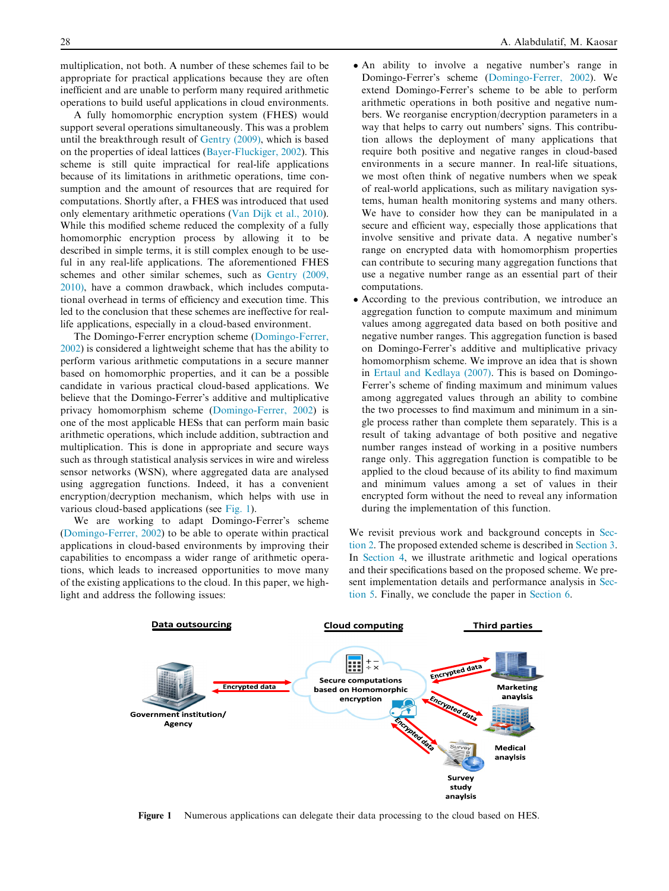multiplication, not both. A number of these schemes fail to be appropriate for practical applications because they are often inefficient and are unable to perform many required arithmetic operations to build useful applications in cloud environments.

A fully homomorphic encryption system (FHES) would support several operations simultaneously. This was a problem until the breakthrough result of Gentry (2009), which is based on the properties of ideal lattices (Bayer-Fluckiger, 2002). This scheme is still quite impractical for real-life applications because of its limitations in arithmetic operations, time consumption and the amount of resources that are required for computations. Shortly after, a FHES was introduced that used only elementary arithmetic operations (Van Dijk et al., 2010). While this modified scheme reduced the complexity of a fully homomorphic encryption process by allowing it to be described in simple terms, it is still complex enough to be useful in any real-life applications. The aforementioned FHES schemes and other similar schemes, such as Gentry (2009, 2010), have a common drawback, which includes computational overhead in terms of efficiency and execution time. This led to the conclusion that these schemes are ineffective for real-life applications, especially in a cloud-based environment.

The Domingo-Ferrer encryption scheme (Domingo-Ferrer, 2002) is considered a lightweight scheme that has the ability to perform various arithmetic computations in a secure manner based on homomorphic properties, and it can be a possible candidate in various practical cloud-based applications. We believe that the Domingo-Ferrer's additive and multiplicative privacy homomorphism scheme (Domingo-Ferrer, 2002) is one of the most applicable HESs that can perform main basic arithmetic operations, which include addition, subtraction and multiplication. This is done in appropriate and secure ways such as through statistical analysis services in wire and wireless sensor networks (WSN), where aggregated data are analysed using aggregation functions. Indeed, it has a convenient encryption/decryption mechanism, which helps with use in various cloud-based applications (see Fig. 1).

We are working to adapt Domingo-Ferrer's scheme (Domingo-Ferrer, 2002) to be able to operate within practical applications in cloud-based environments by improving their capabilities to encompass a wider range of arithmetic operations, which leads to increased opportunities to move many of the existing applications to the cloud. In this paper, we highlight and address the following issues:

- An ability to involve a negative number's range in Domingo-Ferrer's scheme (Domingo-Ferrer, 2002). We extend Domingo-Ferrer's scheme to be able to perform arithmetic operations in both positive and negative numbers. We reorganise encryption/decryption parameters in a way that helps to carry out numbers' signs. This contribution allows the deployment of many applications that require both positive and negative ranges in cloud-based environments in a secure manner. In real-life situations, we most often think of negative numbers when we speak of real-world applications, such as military navigation systems, human health monitoring systems and many others. We have to consider how they can be manipulated in a secure and efficient way, especially those applications that involve sensitive and private data. A negative number's range on encrypted data with homomorphism properties can contribute to securing many aggregation functions that use a negative number range as an essential part of their computations.
- According to the previous contribution, we introduce an aggregation function to compute maximum and minimum values among aggregated data based on both positive and negative number ranges. This aggregation function is based on Domingo-Ferrer's additive and multiplicative privacy homomorphism scheme. We improve an idea that is shown in Ertaul and Kedlaya (2007). This is based on Domingo-Ferrer's scheme of finding maximum and minimum values among aggregated values through an ability to combine the two processes to find maximum and minimum in a single process rather than complete them separately. This is a result of taking advantage of both positive and negative number ranges instead of working in a positive numbers range only. This aggregation function is compatible to be applied to the cloud because of its ability to find maximum and minimum values among a set of values in their encrypted form without the need to reveal any information during the implementation of this function.

We revisit previous work and background concepts in Section 2. The proposed extended scheme is described in Section 3. In Section 4, we illustrate arithmetic and logical operations and their specifications based on the proposed scheme. We present implementation details and performance analysis in Section 5. Finally, we conclude the paper in Section 6.

Figure 1 Numerous applications can delegate their data processing to the cloud based on HES.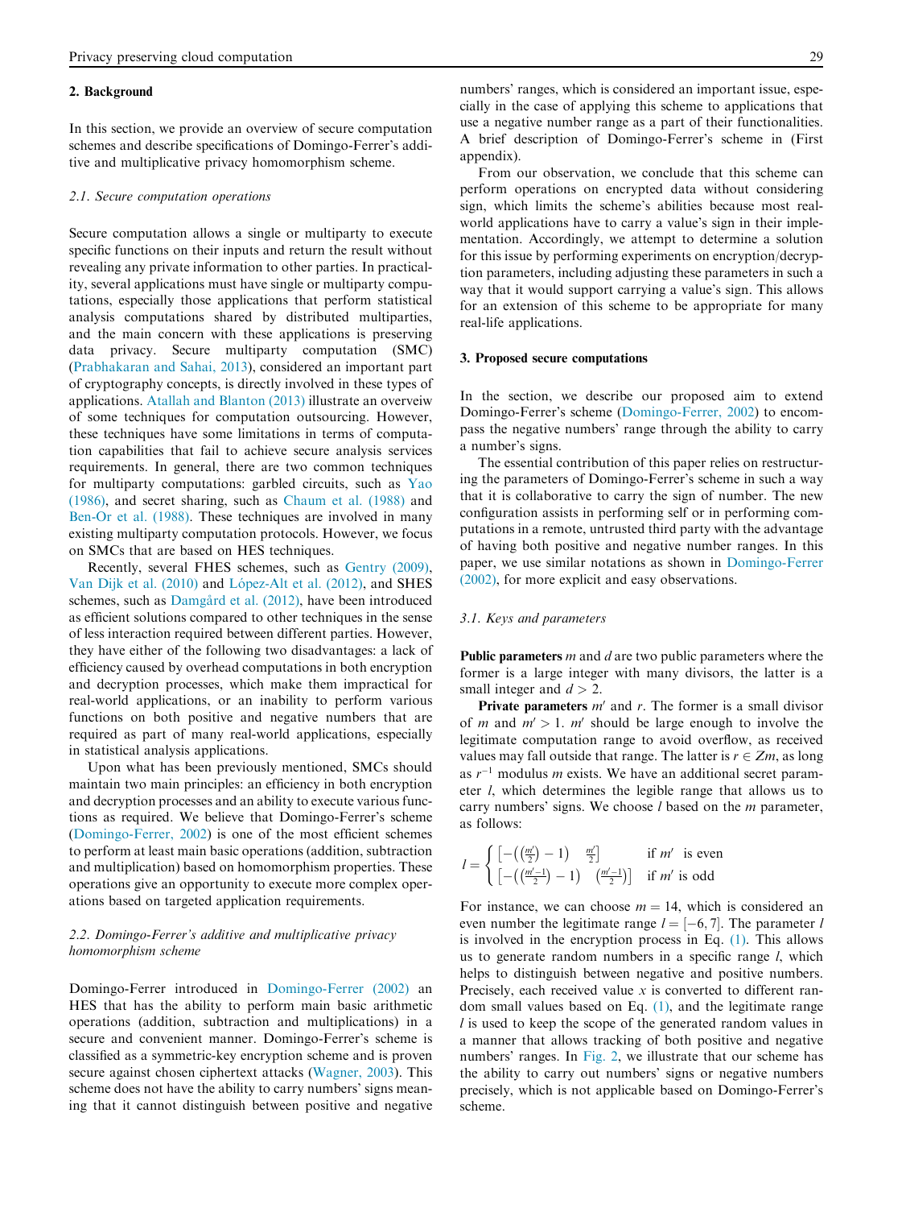## 2. Background

In this section, we provide an overview of secure computation schemes and describe specifications of Domingo-Ferrer's additive and multiplicative privacy homomorphism scheme.

### 2.1. Secure computation operations

Secure computation allows a single or multiparty to execute specific functions on their inputs and return the result without revealing any private information to other parties. In practicality, several applications must have single or multiparty computations, especially those applications that perform statistical analysis computations shared by distributed multiparties, and the main concern with these applications is preserving data privacy. Secure multiparty computation (SMC) (Prabhakaran and Sahai, 2013), considered an important part of cryptography concepts, is directly involved in these types of applications. Atallah and Blanton (2013) illustrate an overveiw of some techniques for computation outsourcing. However, these techniques have some limitations in terms of computation capabilities that fail to achieve secure analysis services requirements. In general, there are two common techniques for multiparty computations: garbled circuits, such as Yao (1986), and secret sharing, such as Chaum et al. (1988) and Ben-Or et al. (1988). These techniques are involved in many existing multiparty computation protocols. However, we focus on SMCs that are based on HES techniques.

Recently, several FHES schemes, such as Gentry (2009), Van Dijk et al. (2010) and López-Alt et al. (2012), and SHES schemes, such as Damgård et al. (2012), have been introduced as efficient solutions compared to other techniques in the sense of less interaction required between different parties. However, they have either of the following two disadvantages: a lack of efficiency caused by overhead computations in both encryption and decryption processes, which make them impractical for real-world applications, or an inability to perform various functions on both positive and negative numbers that are required as part of many real-world applications, especially in statistical analysis applications.

Upon what has been previously mentioned, SMCs should maintain two main principles: an efficiency in both encryption and decryption processes and an ability to execute various functions as required. We believe that Domingo-Ferrer's scheme (Domingo-Ferrer, 2002) is one of the most efficient schemes to perform at least main basic operations (addition, subtraction and multiplication) based on homomorphism properties. These operations give an opportunity to execute more complex operations based on targeted application requirements.

### 2.2. Domingo-Ferrer's additive and multiplicative privacy homomorphism scheme

Domingo-Ferrer introduced in Domingo-Ferrer (2002) an HES that has the ability to perform main basic arithmetic operations (addition, subtraction and multiplications) in a secure and convenient manner. Domingo-Ferrer's scheme is classified as a symmetric-key encryption scheme and is proven secure against chosen ciphertext attacks (Wagner, 2003). This scheme does not have the ability to carry numbers' signs meaning that it cannot distinguish between positive and negative numbers' ranges, which is considered an important issue, especially in the case of applying this scheme to applications that use a negative number range as a part of their functionalities. A brief description of Domingo-Ferrer's scheme in (First appendix).

From our observation, we conclude that this scheme can perform operations on encrypted data without considering sign, which limits the scheme's abilities because most real-world applications have to carry a value's sign in their implementation. Accordingly, we attempt to determine a solution for this issue by performing experiments on encryption/decryption parameters, including adjusting these parameters in such a way that it would support carrying a value's sign. This allows for an extension of this scheme to be appropriate for many real-life applications.

## 3. Proposed secure computations

In the section, we describe our proposed aim to extend Domingo-Ferrer's scheme (Domingo-Ferrer, 2002) to encompass the negative numbers' range through the ability to carry a number's signs.

The essential contribution of this paper relies on restructuring the parameters of Domingo-Ferrer's scheme in such a way that it is collaborative to carry the sign of number. The new configuration assists in performing self or in performing computations in a remote, untrusted third party with the advantage of having both positive and negative number ranges. In this paper, we use similar notations as shown in Domingo-Ferrer (2002), for more explicit and easy observations.

### 3.1. Keys and parameters

**Public parameters** $m$ and $d$ are two public parameters where the former is a large integer with many divisors, the latter is a small integer and $d > 2$.

**Private parameters** $m'$ and $r$. The former is a small divisor of $m$ and $m' > 1$. $m'$ should be large enough to involve the legitimate computation range to avoid overflow, as received values may fall outside that range. The latter is $r \in Zm$, as long as $r^{-1}$ modulus $m$ exists. We have an additional secret parameter $l$, which determines the legible range that allows us to carry numbers' signs. We choose $l$ based on the $m$ parameter, as follows:

$$l = \begin{cases} \left[-\left(\left(\frac{m'}{2}\right) - 1\right) \quad \frac{m'}{2}\right] & \text{if } m' \text{ is even} \\ \left[-\left(\left(\frac{m'-1}{2}\right) - 1\right) \quad \left(\frac{m'-1}{2}\right)\right] & \text{if } m' \text{ is odd} \end{cases}$$

For instance, we can choose $m = 14$, which is considered an even number the legitimate range $l = [-6, 7]$. The parameter $l$ is involved in the encryption process in Eq. (1). This allows us to generate random numbers in a specific range $l$, which helps to distinguish between negative and positive numbers. Precisely, each received value $x$ is converted to different random small values based on Eq. (1), and the legitimate range $l$ is used to keep the scope of the generated random values in a manner that allows tracking of both positive and negative numbers' ranges. In Fig. 2, we illustrate that our scheme has the ability to carry out numbers' signs or negative numbers precisely, which is not applicable based on Domingo-Ferrer's scheme.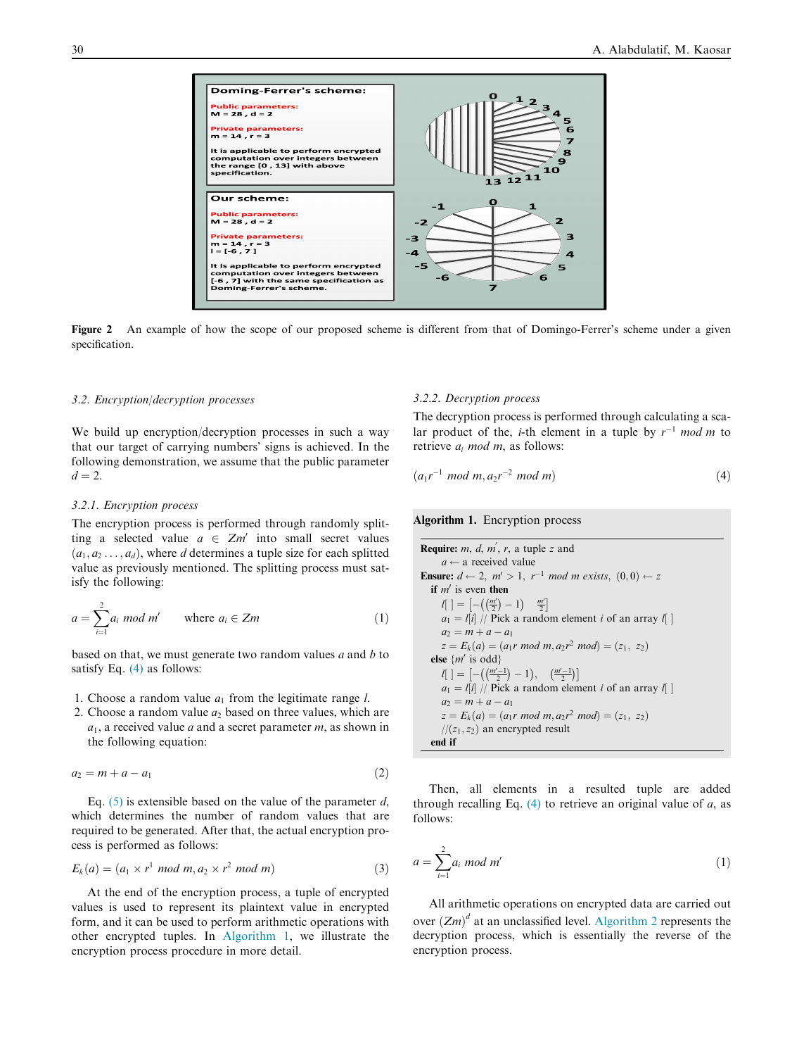**Domingo-Ferrer's scheme:**

Public parameters:
M = 28 , d = 2

Private parameters:
m = 14 , r = 3

It is applicable to perform encrypted computation over integers between the range [0 , 13] with above specification.

**Our scheme:**

Public parameters:
M = 28 , d = 2

Private parameters:
m = 14 , r = 3
l = [-6 , 7 ]

It is applicable to perform encrypted computation over integers between [-6 , 7] with the same specification as Domingo-Ferrer's scheme.

**Figure 2** An example of how the scope of our proposed scheme is different from that of Domingo-Ferrer's scheme under a given specification.

### 3.2. Encryption/decryption processes

We build up encryption/decryption processes in such a way that our target of carrying numbers' signs is achieved. In the following demonstration, we assume that the public parameter $d = 2$.

#### 3.2.1. Encryption process

The encryption process is performed through randomly splitting a selected value $a \in Zm'$ into small secret values $(a_1, a_2 \ldots, a_d)$, where $d$ determines a tuple size for each splitted value as previously mentioned. The splitting process must satisfy the following:

$$a = \sum_{i=1}^{2} a_i \bmod m' \qquad \text{where } a_i \in Zm \tag{1}$$

based on that, we must generate two random values $a$ and $b$ to satisfy Eq. (4) as follows:

1. Choose a random value $a_1$ from the legitimate range $l$.
2. Choose a random value $a_2$ based on three values, which are $a_1$, a received value $a$ and a secret parameter $m$, as shown in the following equation:

$$a_2 = m + a - a_1 \tag{2}$$

Eq. (5) is extensible based on the value of the parameter $d$, which determines the number of random values that are required to be generated. After that, the actual encryption process is performed as follows:

$$E_k(a) = (a_1 \times r^1 \bmod m, a_2 \times r^2 \bmod m) \tag{3}$$

At the end of the encryption process, a tuple of encrypted values is used to represent its plaintext value in encrypted form, and it can be used to perform arithmetic operations with other encrypted tuples. In Algorithm 1, we illustrate the encryption process procedure in more detail.

#### 3.2.2. Decryption process

The decryption process is performed through calculating a scalar product of the, $i$-th element in a tuple by $r^{-1} \bmod m$ to retrieve $a_i \bmod m$, as follows:

$$(a_1 r^{-1} \bmod m, a_2 r^{-2} \bmod m) \tag{4}$$

**Algorithm 1.** Encryption process

**Require:** $m$, $d$, $m'$, $r$, a tuple $z$ and
  $a \leftarrow$ a received value
**Ensure:** $d \leftarrow 2$, $m' > 1$, $r^{-1} \bmod m$ exists, $(0, 0) \leftarrow z$
 **if** $m'$ is even **then**
  $l[\,] = \left[-\left(\left(\frac{m'}{2}\right) - 1\right) \quad \frac{m'}{2}\right]$
  $a_1 = l[i]$ // Pick a random element $i$ of an array $l[\,]$
  $a_2 = m + a - a_1$
  $z = E_k(a) = (a_1 r \bmod m, a_2 r^2 \bmod) = (z_1, z_2)$
 **else** {$m'$ is odd}
  $l[\,] = \left[-\left(\left(\frac{m'-1}{2}\right) - 1\right), \quad \left(\frac{m'-1}{2}\right)\right]$
  $a_1 = l[i]$ // Pick a random element $i$ of an array $l[\,]$
  $a_2 = m + a - a_1$
  $z = E_k(a) = (a_1 r \bmod m, a_2 r^2 \bmod) = (z_1, z_2)$
  //$(z_1, z_2)$ an encrypted result
 **end if**

Then, all elements in a resulted tuple are added through recalling Eq. (4) to retrieve an original value of $a$, as follows:

$$a = \sum_{i=1}^{2} a_i \bmod m' \tag{1}$$

All arithmetic operations on encrypted data are carried out over $(Zm)^d$ at an unclassified level. Algorithm 2 represents the decryption process, which is essentially the reverse of the encryption process.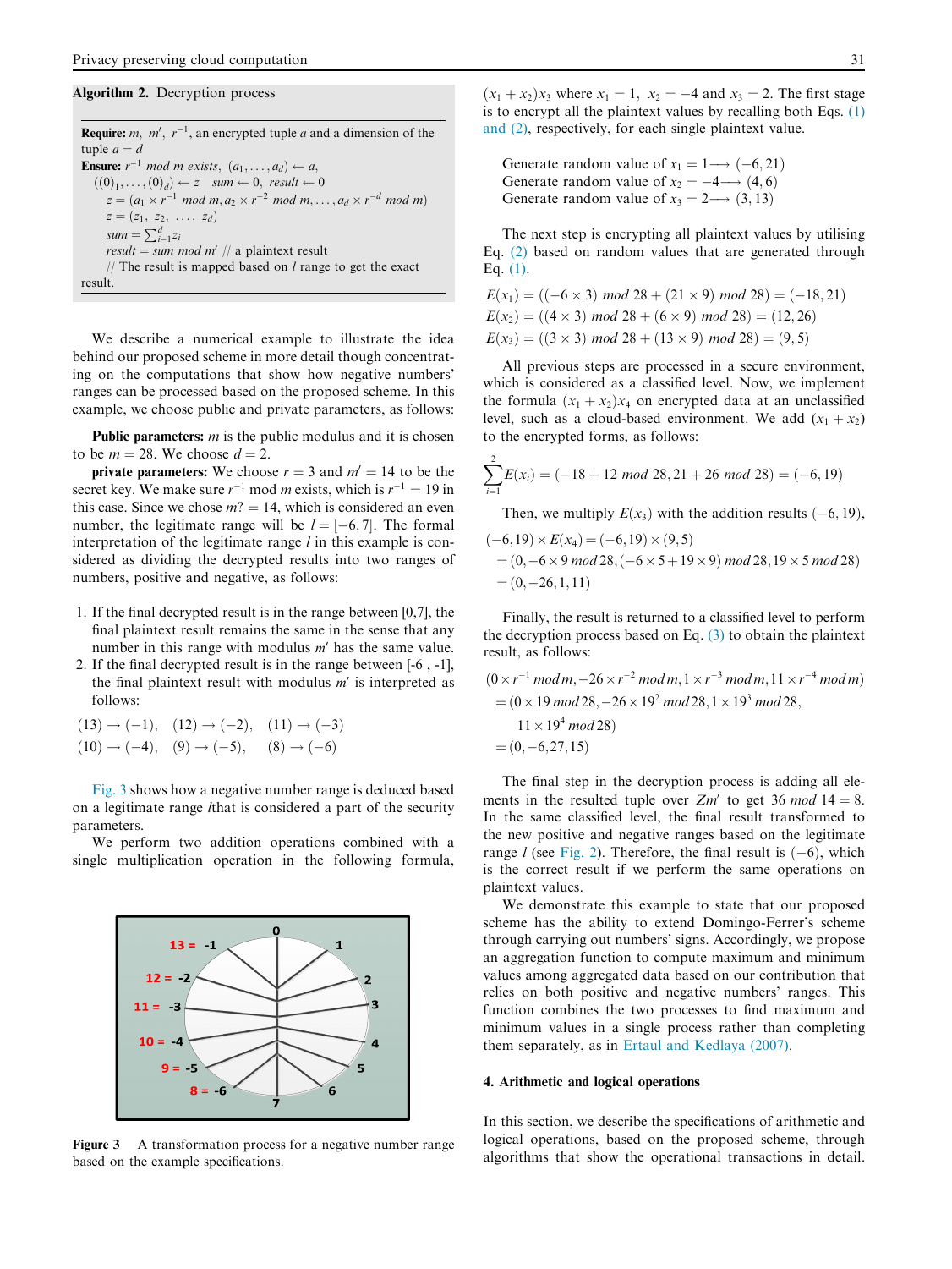**Algorithm 2.** Decryption process

---

**Require:** $m,\ m',\ r^{-1}$, an encrypted tuple $a$ and a dimension of the tuple $a = d$

**Ensure:** $r^{-1}$ *mod* $m$ *exists*, $(a_1, \ldots, a_d) \leftarrow a$,

$((0)_1, \ldots, (0)_d) \leftarrow z \quad sum \leftarrow 0, \ result \leftarrow 0$

$z = (a_1 \times r^{-1} \bmod m, a_2 \times r^{-2} \bmod m, \ldots, a_d \times r^{-d} \bmod m)$

$z = (z_1,\ z_2,\ \ldots,\ z_d)$

$sum = \sum_{i=1}^{d} z_i$

$result = sum \bmod m'$ // a plaintext result

// The result is mapped based on $l$ range to get the exact result.

---

We describe a numerical example to illustrate the idea behind our proposed scheme in more detail though concentrating on the computations that show how negative numbers' ranges can be processed based on the proposed scheme. In this example, we choose public and private parameters, as follows:

**Public parameters:** $m$ is the public modulus and it is chosen to be $m = 28$. We choose $d = 2$.

**private parameters:** We choose $r = 3$ and $m' = 14$ to be the secret key. We make sure $r^{-1}$ mod $m$ exists, which is $r^{-1} = 19$ in this case. Since we chose $m? = 14$, which is considered an even number, the legitimate range will be $l = [-6, 7]$. The formal interpretation of the legitimate range $l$ in this example is considered as dividing the decrypted results into two ranges of numbers, positive and negative, as follows:

1. If the final decrypted result is in the range between [0,7], the final plaintext result remains the same in the sense that any number in this range with modulus $m'$ has the same value.
2. If the final decrypted result is in the range between [-6 , -1], the final plaintext result with modulus $m'$ is interpreted as follows:

$$(13) \rightarrow (-1), \quad (12) \rightarrow (-2), \quad (11) \rightarrow (-3)$$
$$(10) \rightarrow (-4), \quad (9) \rightarrow (-5), \quad (8) \rightarrow (-6)$$

Fig. 3 shows how a negative number range is deduced based on a legitimate range $l$that is considered a part of the security parameters.

We perform two addition operations combined with a single multiplication operation in the following formula, $(x_1 + x_2)x_3$ where $x_1 = 1,\ x_2 = -4$ and $x_3 = 2$. The first stage is to encrypt all the plaintext values by recalling both Eqs. (1) and (2), respectively, for each single plaintext value.

Generate random value of $x_1 = 1 \longrightarrow (-6, 21)$
Generate random value of $x_2 = -4 \longrightarrow (4, 6)$
Generate random value of $x_3 = 2 \longrightarrow (3, 13)$

The next step is encrypting all plaintext values by utilising Eq. (2) based on random values that are generated through Eq. (1).

$$E(x_1) = ((-6 \times 3) \bmod 28 + (21 \times 9) \bmod 28) = (-18, 21)$$
$$E(x_2) = ((4 \times 3) \bmod 28 + (6 \times 9) \bmod 28) = (12, 26)$$
$$E(x_3) = ((3 \times 3) \bmod 28 + (13 \times 9) \bmod 28) = (9, 5)$$

All previous steps are processed in a secure environment, which is considered as a classified level. Now, we implement the formula $(x_1 + x_2)x_4$ on encrypted data at an unclassified level, such as a cloud-based environment. We add $(x_1 + x_2)$ to the encrypted forms, as follows:

$$\sum_{i=1}^{2} E(x_i) = (-18 + 12 \bmod 28, 21 + 26 \bmod 28) = (-6, 19)$$

Then, we multiply $E(x_3)$ with the addition results $(-6, 19)$,

$$\begin{aligned}(-6, 19) \times E(x_4) &= (-6, 19) \times (9, 5)\\ &= (0, -6 \times 9 \bmod 28, (-6 \times 5 + 19 \times 9) \bmod 28, 19 \times 5 \bmod 28)\\ &= (0, -26, 1, 11)\end{aligned}$$

Finally, the result is returned to a classified level to perform the decryption process based on Eq. (3) to obtain the plaintext result, as follows:

$$\begin{aligned}&(0 \times r^{-1} \bmod m, -26 \times r^{-2} \bmod m, 1 \times r^{-3} \bmod m, 11 \times r^{-4} \bmod m)\\ &= (0 \times 19 \bmod 28, -26 \times 19^2 \bmod 28, 1 \times 19^3 \bmod 28,\\ &\quad 11 \times 19^4 \bmod 28)\\ &= (0, -6, 27, 15)\end{aligned}$$

The final step in the decryption process is adding all elements in the resulted tuple over $Zm'$ to get $36 \bmod 14 = 8$. In the same classified level, the final result transformed to the new positive and negative ranges based on the legitimate range $l$ (see Fig. 2). Therefore, the final result is $(-6)$, which is the correct result if we perform the same operations on plaintext values.

We demonstrate this example to state that our proposed scheme has the ability to extend Domingo-Ferrer's scheme through carrying out numbers' signs. Accordingly, we propose an aggregation function to compute maximum and minimum values among aggregated data based on our contribution that relies on both positive and negative numbers' ranges. This function combines the two processes to find maximum and minimum values in a single process rather than completing them separately, as in Ertaul and Kedlaya (2007).

Figure 3 A transformation process for a negative number range based on the example specifications.

## 4. Arithmetic and logical operations

In this section, we describe the specifications of arithmetic and logical operations, based on the proposed scheme, through algorithms that show the operational transactions in detail.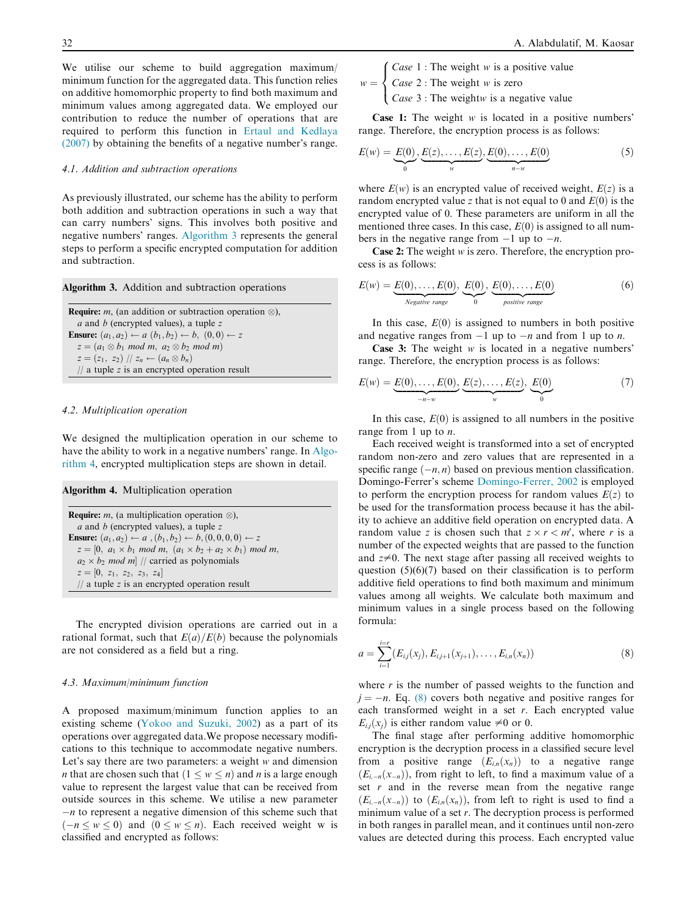We utilise our scheme to build aggregation maximum/minimum function for the aggregated data. This function relies on additive homomorphic property to find both maximum and minimum values among aggregated data. We employed our contribution to reduce the number of operations that are required to perform this function in Ertaul and Kedlaya (2007) by obtaining the benefits of a negative number's range.

### 4.1. Addition and subtraction operations

As previously illustrated, our scheme has the ability to perform both addition and subtraction operations in such a way that can carry numbers' signs. This involves both positive and negative numbers' ranges. Algorithm 3 represents the general steps to perform a specific encrypted computation for addition and subtraction.

**Algorithm 3.** Addition and subtraction operations

---

**Require:** $m$, (an addition or subtraction operation $\otimes$), $a$ and $b$ (encrypted values), a tuple $z$
**Ensure:** $(a_1, a_2) \leftarrow a$ $(b_1, b_2) \leftarrow b$, $(0, 0) \leftarrow z$
$z = (a_1 \otimes b_1 \ mod \ m, \ a_2 \otimes b_2 \ mod \ m)$
$z = (z_1, \ z_2)$ // $z_n \leftarrow (a_n \otimes b_n)$
// a tuple $z$ is an encrypted operation result

---

### 4.2. Multiplication operation

We designed the multiplication operation in our scheme to have the ability to work in a negative numbers' range. In Algorithm 4, encrypted multiplication steps are shown in detail.

**Algorithm 4.** Multiplication operation

---

**Require:** $m$, (a multiplication operation $\otimes$), $a$ and $b$ (encrypted values), a tuple $z$
**Ensure:** $(a_1, a_2) \leftarrow a$ , $(b_1, b_2) \leftarrow b, (0, 0, 0, 0) \leftarrow z$
$z = [0, \ a_1 \times b_1 \ mod \ m, \ (a_1 \times b_2 + a_2 \times b_1) \ mod \ m,$
$a_2 \times b_2 \ mod \ m]$ // carried as polynomials
$z = [0, \ z_1, \ z_2, \ z_3, \ z_4]$
// a tuple $z$ is an encrypted operation result

---

The encrypted division operations are carried out in a rational format, such that $E(a)/E(b)$ because the polynomials are not considered as a field but a ring.

### 4.3. Maximum/minimum function

A proposed maximum/minimum function applies to an existing scheme (Yokoo and Suzuki, 2002) as a part of its operations over aggregated data.We propose necessary modifications to this technique to accommodate negative numbers. Let's say there are two parameters: a weight $w$ and dimension $n$ that are chosen such that $(1 \leq w \leq n)$ and $n$ is a large enough value to represent the largest value that can be received from outside sources in this scheme. We utilise a new parameter $-n$ to represent a negative dimension of this scheme such that $(-n \leq w \leq 0)$ and $(0 \leq w \leq n)$. Each received weight w is classified and encrypted as follows:

$$w = \begin{cases} Case\ 1: \text{The weight } w \text{ is a positive value} \\ Case\ 2: \text{The weight } w \text{ is zero} \\ Case\ 3: \text{The weight} w \text{ is a negative value} \end{cases}$$

**Case 1:** The weight $w$ is located in a positive numbers' range. Therefore, the encryption process is as follows:

$$E(w) = \underbrace{E(0)}_{0}, \underbrace{E(z), \ldots, E(z)}_{w}, \underbrace{E(0), \ldots, E(0)}_{n-w} \tag{5}$$

where $E(w)$ is an encrypted value of received weight, $E(z)$ is a random encrypted value $z$ that is not equal to 0 and $E(0)$ is the encrypted value of 0. These parameters are uniform in all the mentioned three cases. In this case, $E(0)$ is assigned to all numbers in the negative range from $-1$ up to $-n$.

**Case 2:** The weight $w$ is zero. Therefore, the encryption process is as follows:

$$E(w) = \underbrace{E(0), \ldots, E(0)}_{Negative\ range}, \underbrace{E(0)}_{0}, \underbrace{E(0), \ldots, E(0)}_{positive\ range} \tag{6}$$

In this case, $E(0)$ is assigned to numbers in both positive and negative ranges from $-1$ up to $-n$ and from 1 up to $n$.

**Case 3:** The weight $w$ is located in a negative numbers' range. Therefore, the encryption process is as follows:

$$E(w) = \underbrace{E(0), \ldots, E(0)}_{-n-w}, \underbrace{E(z), \ldots, E(z)}_{w}, \underbrace{E(0)}_{0} \tag{7}$$

In this case, $E(0)$ is assigned to all numbers in the positive range from 1 up to $n$.

Each received weight is transformed into a set of encrypted random non-zero and zero values that are represented in a specific range $(-n, n)$ based on previous mention classification. Domingo-Ferrer's scheme Domingo-Ferrer, 2002 is employed to perform the encryption process for random values $E(z)$ to be used for the transformation process because it has the ability to achieve an additive field operation on encrypted data. A random value $z$ is chosen such that $z \times r < m'$, where $r$ is a number of the expected weights that are passed to the function and $z \neq 0$. The next stage after passing all received weights to question (5)(6)(7) based on their classification is to perform additive field operations to find both maximum and minimum values among all weights. We calculate both maximum and minimum values in a single process based on the following formula:

$$a = \sum_{i=1}^{i=r} (E_{i,j}(x_j), E_{i,j+1}(x_{j+1}), \ldots, E_{i,n}(x_n)) \tag{8}$$

where $r$ is the number of passed weights to the function and $j = -n$. Eq. (8) covers both negative and positive ranges for each transformed weight in a set $r$. Each encrypted value $E_{i,j}(x_j)$ is either random value $\neq 0$ or 0.

The final stage after performing additive homomorphic encryption is the decryption process in a classified secure level from a positive range $(E_{i,n}(x_n))$ to a negative range $(E_{i,-n}(x_{-n}))$, from right to left, to find a maximum value of a set $r$ and in the reverse mean from the negative range $(E_{i,-n}(x_{-n}))$ to $(E_{i,n}(x_n))$, from left to right is used to find a minimum value of a set $r$. The decryption process is performed in both ranges in parallel mean, and it continues until non-zero values are detected during this process. Each encrypted value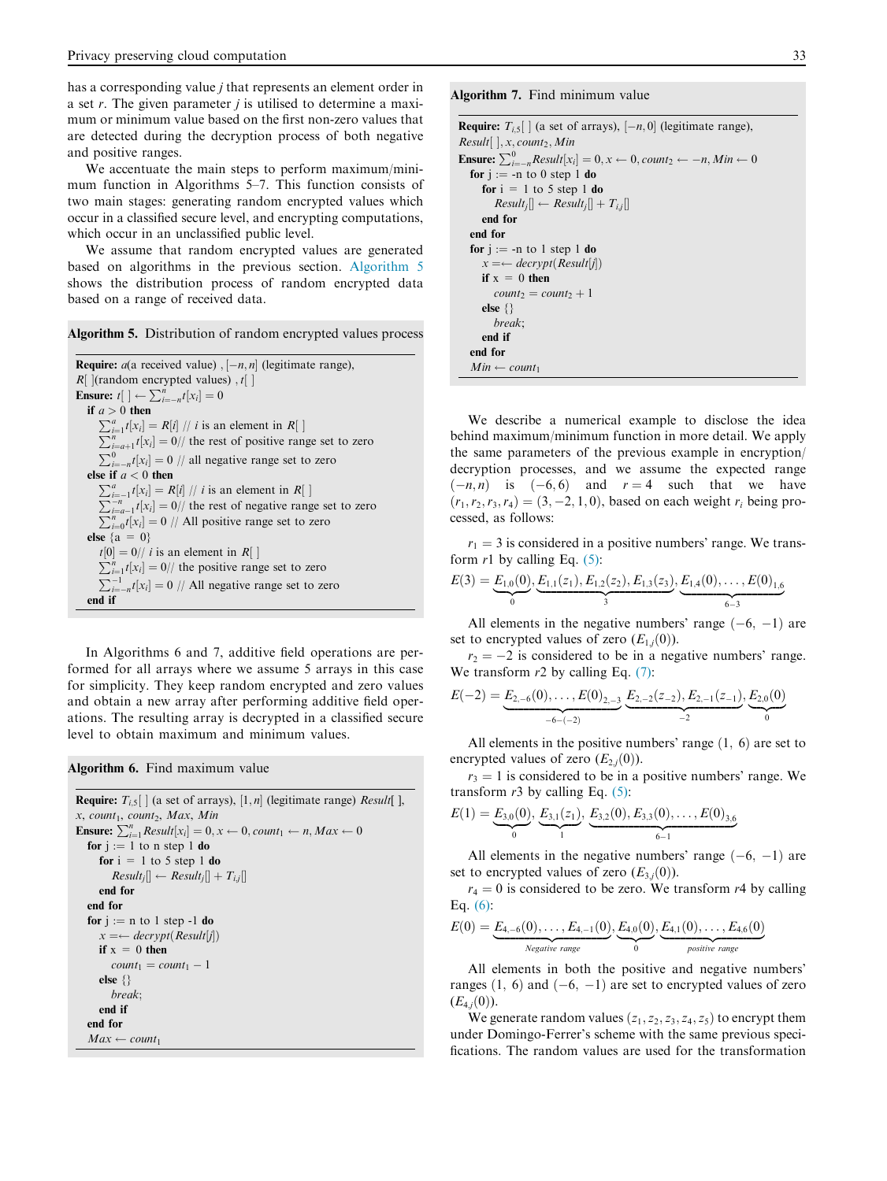has a corresponding value $j$ that represents an element order in a set $r$. The given parameter $j$ is utilised to determine a maximum or minimum value based on the first non-zero values that are detected during the decryption process of both negative and positive ranges.

We accentuate the main steps to perform maximum/minimum function in Algorithms 5–7. This function consists of two main stages: generating random encrypted values which occur in a classified secure level, and encrypting computations, which occur in an unclassified public level.

We assume that random encrypted values are generated based on algorithms in the previous section. Algorithm 5 shows the distribution process of random encrypted data based on a range of received data.

**Algorithm 5.** Distribution of random encrypted values process

```
Require: a(a received value) , [−n, n] (legitimate range),
R[ ](random encrypted values) , t[ ]
Ensure: t[ ] ← Σ_{i=−n}^{n} t[x_i] = 0
  if a > 0 then
     Σ_{i=1}^{a} t[x_i] = R[i] // i is an element in R[ ]
     Σ_{i=a+1}^{n} t[x_i] = 0// the rest of positive range set to zero
     Σ_{i=−n}^{0} t[x_i] = 0 // all negative range set to zero
  else if a < 0 then
     Σ_{i=−1}^{a} t[x_i] = R[i] // i is an element in R[ ]
     Σ_{i=a−1}^{−n} t[x_i] = 0// the rest of negative range set to zero
     Σ_{i=0}^{n} t[x_i] = 0 // All positive range set to zero
  else {a = 0}
     t[0] = 0// i is an element in R[ ]
     Σ_{i=1}^{n} t[x_i] = 0// the positive range set to zero
     Σ_{i=−n}^{−1} t[x_i] = 0 // All negative range set to zero
  end if
```

In Algorithms 6 and 7, additive field operations are performed for all arrays where we assume 5 arrays in this case for simplicity. They keep random encrypted and zero values and obtain a new array after performing additive field operations. The resulting array is decrypted in a classified secure level to obtain maximum and minimum values.

**Algorithm 6.** Find maximum value

```
Require: T_{i,5}[ ] (a set of arrays), [1, n] (legitimate range) Result[ ],
x, count_1, count_2, Max, Min
Ensure: Σ_{i=1}^{n} Result[x_i] = 0, x ← 0, count_1 ← n, Max ← 0
  for j := 1 to n step 1 do
     for i = 1 to 5 step 1 do
        Result_j[] ← Result_j[] + T_{i,j}[]
     end for
  end for
  for j := n to 1 step -1 do
     x =← decrypt(Result[j])
     if x = 0 then
        count_1 = count_1 − 1
     else {}
        break;
     end if
  end for
  Max ← count_1
```

**Algorithm 7.** Find minimum value

```
Require: T_{i,5}[ ] (a set of arrays), [−n, 0] (legitimate range),
Result[ ], x, count_2, Min
Ensure: Σ_{i=−n}^{0} Result[x_i] = 0, x ← 0, count_2 ← −n, Min ← 0
  for j := -n to 0 step 1 do
     for i = 1 to 5 step 1 do
        Result_j[] ← Result_j[] + T_{i,j}[]
     end for
  end for
  for j := -n to 1 step 1 do
     x =← decrypt(Result[j])
     if x = 0 then
        count_2 = count_2 + 1
     else {}
        break;
     end if
  end for
  Min ← count_1
```

We describe a numerical example to disclose the idea behind maximum/minimum function in more detail. We apply the same parameters of the previous example in encryption/decryption processes, and we assume the expected range $(-n, n)$ is $(-6, 6)$ and $r = 4$ such that we have $(r_1, r_2, r_3, r_4) = (3, -2, 1, 0)$, based on each weight $r_i$ being processed, as follows:

$r_1 = 3$ is considered in a positive numbers' range. We transform $r1$ by calling Eq. (5):

$$E(3) = \underbrace{E_{1,0}(0)}_{0}, \underbrace{E_{1,1}(z_1), E_{1,2}(z_2), E_{1,3}(z_3)}_{3}, \underbrace{E_{1,4}(0), \ldots, E(0)_{1,6}}_{6-3}$$

All elements in the negative numbers' range $(-6, -1)$ are set to encrypted values of zero $(E_{1,j}(0))$.

$r_2 = -2$ is considered to be in a negative numbers' range. We transform $r2$ by calling Eq. (7):

$$E(-2) = \underbrace{E_{2,-6}(0), \ldots, E(0)_{2,-3}}_{-6-(-2)} \underbrace{E_{2,-2}(z_{-2}), E_{2,-1}(z_{-1})}_{-2}, \underbrace{E_{2,0}(0)}_{0}$$

All elements in the positive numbers' range $(1, 6)$ are set to encrypted values of zero $(E_{2,j}(0))$.

$r_3 = 1$ is considered to be in a positive numbers' range. We transform $r3$ by calling Eq. (5):

$$E(1) = \underbrace{E_{3,0}(0)}_{0}, \underbrace{E_{3,1}(z_1)}_{1}, \underbrace{E_{3,2}(0), E_{3,3}(0), \ldots, E(0)_{3,6}}_{6-1}$$

All elements in the negative numbers' range $(-6, -1)$ are set to encrypted values of zero $(E_{3,j}(0))$.

$r_4 = 0$ is considered to be zero. We transform $r4$ by calling Eq. (6):

$$E(0) = \underbrace{E_{4,-6}(0), \ldots, E_{4,-1}(0)}_{Negative\ range}, \underbrace{E_{4,0}(0)}_{0}, \underbrace{E_{4,1}(0), \ldots, E_{4,6}(0)}_{positive\ range}$$

All elements in both the positive and negative numbers' ranges $(1, 6)$ and $(-6, -1)$ are set to encrypted values of zero $(E_{4,j}(0))$.

We generate random values $(z_1, z_2, z_3, z_4, z_5)$ to encrypt them under Domingo-Ferrer's scheme with the same previous specifications. The random values are used for the transformation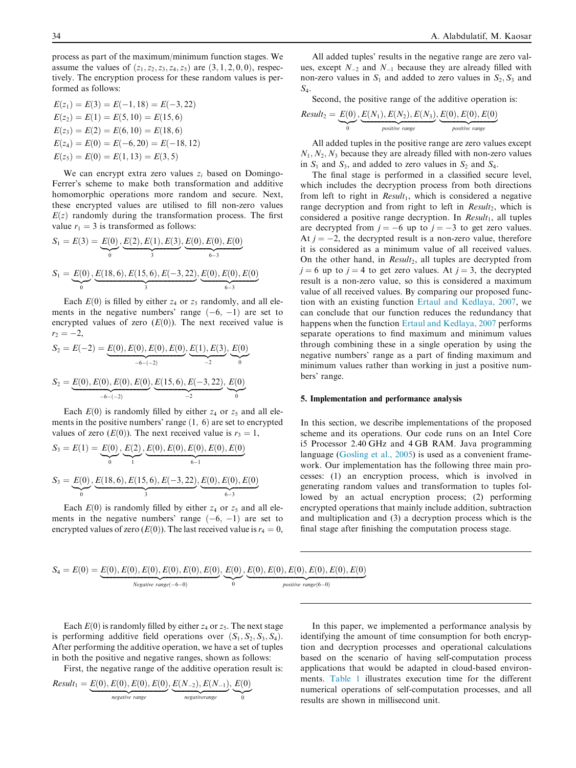process as part of the maximum/minimum function stages. We assume the values of $(z_1, z_2, z_3, z_4, z_5)$ are $(3, 1, 2, 0, 0)$, respectively. The encryption process for these random values is performed as follows:

$$E(z_1) = E(3) = E(-1, 18) = E(-3, 22)$$
$$E(z_2) = E(1) = E(5, 10) = E(15, 6)$$
$$E(z_3) = E(2) = E(6, 10) = E(18, 6)$$
$$E(z_4) = E(0) = E(-6, 20) = E(-18, 12)$$
$$E(z_5) = E(0) = E(1, 13) = E(3, 5)$$

We can encrypt extra zero values $z_i$ based on Domingo-Ferrer's scheme to make both transformation and additive homomorphic operations more random and secure. Next, these encrypted values are utilised to fill non-zero values $E(z)$ randomly during the transformation process. The first value $r_1 = 3$ is transformed as follows:

$$S_1 = E(3) = \underbrace{E(0)}_{0}, \underbrace{E(2), E(1), E(3)}_{3}, \underbrace{E(0), E(0), E(0)}_{6-3}$$

$$S_1 = \underbrace{E(0)}_{0}, \underbrace{E(18, 6), E(15, 6), E(-3, 22)}_{3}, \underbrace{E(0), E(0), E(0)}_{6-3}$$

Each $E(0)$ is filled by either $z_4$ or $z_5$ randomly, and all elements in the negative numbers' range $(-6, -1)$ are set to encrypted values of zero $(E(0))$. The next received value is $r_2 = -2$,

$$S_2 = E(-2) = \underbrace{E(0), E(0), E(0), E(0)}_{-6-(-2)}, \underbrace{E(1), E(3)}_{-2}, \underbrace{E(0)}_{0}$$

$$S_2 = \underbrace{E(0), E(0), E(0), E(0)}_{-6-(-2)}, \underbrace{E(15, 6), E(-3, 22)}_{-2}, \underbrace{E(0)}_{0}$$

Each $E(0)$ is randomly filled by either $z_4$ or $z_5$ and all elements in the positive numbers' range $(1,\ 6)$ are set to encrypted values of zero $(E(0))$. The next received value is $r_3 = 1$,

$$S_3 = E(1) = \underbrace{E(0)}_{0}, \underbrace{E(2)}_{1}, \underbrace{E(0), E(0), E(0), E(0), E(0)}_{6-1}$$

$$S_3 = \underbrace{E(0)}_{0}, \underbrace{E(18, 6), E(15, 6), E(-3, 22)}_{3}, \underbrace{E(0), E(0), E(0)}_{6-3}$$

Each $E(0)$ is randomly filled by either $z_4$ or $z_5$ and all elements in the negative numbers' range $(-6, -1)$ are set to encrypted values of zero $(E(0))$. The last received value is $r_4 = 0$,

$$S_4 = E(0) = \underbrace{E(0), E(0), E(0), E(0), E(0), E(0)}_{Negative\ range(-6-0)}, \underbrace{E(0)}_{0}, \underbrace{E(0), E(0), E(0), E(0), E(0), E(0)}_{positive\ range(6-0)}$$

Each $E(0)$ is randomly filled by either $z_4$ or $z_5$. The next stage is performing additive field operations over $(S_1, S_2, S_3, S_4)$. After performing the additive operation, we have a set of tuples in both the positive and negative ranges, shown as follows:

First, the negative range of the additive operation result is:

$$Result_1 = \underbrace{E(0), E(0), E(0), E(0)}_{negative\ range}, \underbrace{E(N_{-2}), E(N_{-1})}_{negativerange}, \underbrace{E(0)}_{0}$$

All added tuples' results in the negative range are zero values, except $N_{-2}$ and $N_{-1}$ because they are already filled with non-zero values in $S_1$ and added to zero values in $S_2, S_3$ and $S_4$.

Second, the positive range of the additive operation is:

$$Result_2 = \underbrace{E(0)}_{0}, \underbrace{E(N_1), E(N_2), E(N_3)}_{positive\ range}, \underbrace{E(0), E(0), E(0)}_{positive\ range}$$

All added tuples in the positive range are zero values except $N_1, N_2, N_3$ because they are already filled with non-zero values in $S_1$ and $S_3$, and added to zero values in $S_2$ and $S_4$.

The final stage is performed in a classified secure level, which includes the decryption process from both directions from left to right in $Result_1$, which is considered a negative range decryption and from right to left in $Result_2$, which is considered a positive range decryption. In $Result_1$, all tuples are decrypted from $j = -6$ up to $j = -3$ to get zero values. At $j = -2$, the decrypted result is a non-zero value, therefore it is considered as a minimum value of all received values. On the other hand, in $Result_2$, all tuples are decrypted from $j = 6$ up to $j = 4$ to get zero values. At $j = 3$, the decrypted result is a non-zero value, so this is considered a maximum value of all received values. By comparing our proposed function with an existing function Ertaul and Kedlaya, 2007, we can conclude that our function reduces the redundancy that happens when the function Ertaul and Kedlaya, 2007 performs separate operations to find maximum and minimum values through combining these in a single operation by using the negative numbers' range as a part of finding maximum and minimum values rather than working in just a positive numbers' range.

## 5. Implementation and performance analysis

In this section, we describe implementations of the proposed scheme and its operations. Our code runs on an Intel Core i5 Processor 2.40 GHz and 4 GB RAM. Java programming language (Gosling et al., 2005) is used as a convenient framework. Our implementation has the following three main processes: (1) an encryption process, which is involved in generating random values and transformation to tuples followed by an actual encryption process; (2) performing encrypted operations that mainly include addition, subtraction and multiplication and (3) a decryption process which is the final stage after finishing the computation process stage.

In this paper, we implemented a performance analysis by identifying the amount of time consumption for both encryption and decryption processes and operational calculations based on the scenario of having self-computation process applications that would be adapted in cloud-based environments. Table 1 illustrates execution time for the different numerical operations of self-computation processes, and all results are shown in millisecond unit.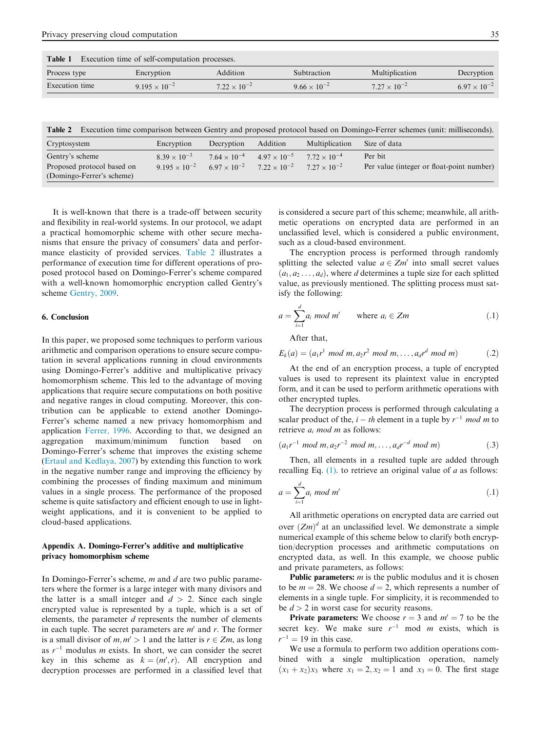**Table 1** Execution time of self-computation processes.

| Process type | Encryption | Addition | Subtraction | Multiplication | Decryption |
|---|---|---|---|---|---|
| Execution time | $9.195 \times 10^{-2}$ | $7.22 \times 10^{-2}$ | $9.66 \times 10^{-2}$ | $7.27 \times 10^{-2}$ | $6.97 \times 10^{-2}$ |

**Table 2** Execution time comparison between Gentry and proposed protocol based on Domingo-Ferrer schemes (unit: milliseconds).

| Cryptosystem | Encryption | Decryption | Addition | Multiplication | Size of data |
|---|---|---|---|---|---|
| Gentry's scheme | $8.39 \times 10^{-3}$ | $7.64 \times 10^{-4}$ | $4.97 \times 10^{-5}$ | $7.72 \times 10^{-4}$ | Per bit |
| Proposed protocol based on (Domingo-Ferrer's scheme) | $9.195 \times 10^{-2}$ | $6.97 \times 10^{-2}$ | $7.22 \times 10^{-2}$ | $7.27 \times 10^{-2}$ | Per value (integer or float-point number) |

It is well-known that there is a trade-off between security and flexibility in real-world systems. In our protocol, we adapt a practical homomorphic scheme with other secure mechanisms that ensure the privacy of consumers' data and performance elasticity of provided services. Table 2 illustrates a performance of execution time for different operations of proposed protocol based on Domingo-Ferrer's scheme compared with a well-known homomorphic encryption called Gentry's scheme Gentry, 2009.

## 6. Conclusion

In this paper, we proposed some techniques to perform various arithmetic and comparison operations to ensure secure computation in several applications running in cloud environments using Domingo-Ferrer's additive and multiplicative privacy homomorphism scheme. This led to the advantage of moving applications that require secure computations on both positive and negative ranges in cloud computing. Moreover, this contribution can be applicable to extend another Domingo-Ferrer's scheme named a new privacy homomorphism and application Ferrer, 1996. According to that, we designed an aggregation maximum/minimum function based on Domingo-Ferrer's scheme that improves the existing scheme (Ertaul and Kedlaya, 2007) by extending this function to work in the negative number range and improving the efficiency by combining the processes of finding maximum and minimum values in a single process. The performance of the proposed scheme is quite satisfactory and efficient enough to use in lightweight applications, and it is convenient to be applied to cloud-based applications.

## Appendix A. Domingo-Ferrer's additive and multiplicative privacy homomorphism scheme

In Domingo-Ferrer's scheme, $m$ and $d$ are two public parameters where the former is a large integer with many divisors and the latter is a small integer and $d > 2$. Since each single encrypted value is represented by a tuple, which is a set of elements, the parameter $d$ represents the number of elements in each tuple. The secret parameters are $m'$ and $r$. The former is a small divisor of $m, m' > 1$ and the latter is $r \in Zm$, as long as $r^{-1}$ modulus $m$ exists. In short, we can consider the secret key in this scheme as $k = (m', r)$. All encryption and decryption processes are performed in a classified level that is considered a secure part of this scheme; meanwhile, all arithmetic operations on encrypted data are performed in an unclassified level, which is considered a public environment, such as a cloud-based environment.

The encryption process is performed through randomly splitting the selected value $a \in Zm'$ into small secret values $(a_1, a_2 \ldots, a_d)$, where $d$ determines a tuple size for each splitted value, as previously mentioned. The splitting process must satisfy the following:

$$a = \sum_{i=1}^{d} a_i \bmod m' \qquad \text{where } a_i \in Zm \tag{.1}$$

After that,

$$E_k(a) = (a_1 r^1 \bmod m, a_2 r^2 \bmod m, \ldots, a_d r^d \bmod m) \tag{.2}$$

At the end of an encryption process, a tuple of encrypted values is used to represent its plaintext value in encrypted form, and it can be used to perform arithmetic operations with other encrypted tuples.

The decryption process is performed through calculating a scalar product of the, $i-th$ element in a tuple by $r^{-1} \bmod m$ to retrieve $a_i \bmod m$ as follows:

$$(a_1 r^{-1} \bmod m, a_2 r^{-2} \bmod m, \ldots, a_d r^{-d} \bmod m) \tag{.3}$$

Then, all elements in a resulted tuple are added through recalling Eq. (1). to retrieve an original value of $a$ as follows:

$$a = \sum_{i=1}^{d} a_i \bmod m' \tag{.1}$$

All arithmetic operations on encrypted data are carried out over $(Zm)^d$ at an unclassified level. We demonstrate a simple numerical example of this scheme below to clarify both encryption/decryption processes and arithmetic computations on encrypted data, as well. In this example, we choose public and private parameters, as follows:

**Public parameters:** $m$ is the public modulus and it is chosen to be $m = 28$. We choose $d = 2$, which represents a number of elements in a single tuple. For simplicity, it is recommended to be $d > 2$ in worst case for security reasons.

**Private parameters:** We choose $r = 3$ and $m' = 7$ to be the secret key. We make sure $r^{-1}$ mod $m$ exists, which is $r^{-1} = 19$ in this case.

We use a formula to perform two addition operations combined with a single multiplication operation, namely $(x_1 + x_2)x_3$ where $x_1 = 2, x_2 = 1$ and $x_3 = 0$. The first stage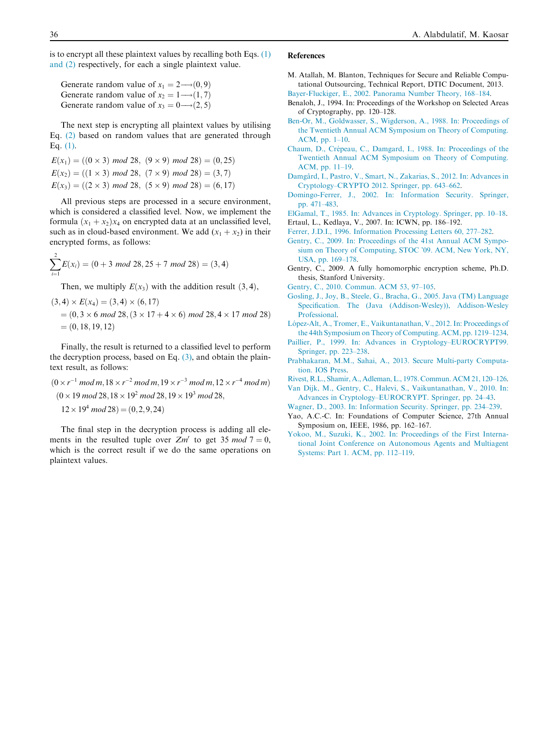is to encrypt all these plaintext values by recalling both Eqs. (1) and (2) respectively, for each a single plaintext value.

Generate random value of $x_1 = 2 \longrightarrow (0, 9)$
Generate random value of $x_2 = 1 \longrightarrow (1, 7)$
Generate random value of $x_3 = 0 \longrightarrow (2, 5)$

The next step is encrypting all plaintext values by utilising Eq. (2) based on random values that are generated through Eq. (1).

$$E(x_1) = ((0 \times 3)\ mod\ 28,\ (9 \times 9)\ mod\ 28) = (0, 25)$$
$$E(x_2) = ((1 \times 3)\ mod\ 28,\ (7 \times 9)\ mod\ 28) = (3, 7)$$
$$E(x_3) = ((2 \times 3)\ mod\ 28,\ (5 \times 9)\ mod\ 28) = (6, 17)$$

All previous steps are processed in a secure environment, which is considered a classified level. Now, we implement the formula $(x_1 + x_2)x_4$ on encrypted data at an unclassified level, such as in cloud-based environment. We add $(x_1 + x_2)$ in their encrypted forms, as follows:

$$\sum_{i=1}^{2} E(x_i) = (0 + 3\ mod\ 28, 25 + 7\ mod\ 28) = (3, 4)$$

Then, we multiply $E(x_3)$ with the addition result $(3, 4)$,

$$\begin{aligned}(3, 4) \times E(x_4) &= (3, 4) \times (6, 17)\\ &= (0, 3 \times 6\ mod\ 28, (3 \times 17 + 4 \times 6)\ mod\ 28, 4 \times 17\ mod\ 28)\\ &= (0, 18, 19, 12)\end{aligned}$$

Finally, the result is returned to a classified level to perform the decryption process, based on Eq. (3), and obtain the plaintext result, as follows:

$$(0 \times r^{-1}\ mod\ m, 18 \times r^{-2}\ mod\ m, 19 \times r^{-3}\ mod\ m, 12 \times r^{-4}\ mod\ m)$$
$$(0 \times 19\ mod\ 28, 18 \times 19^2\ mod\ 28, 19 \times 19^3\ mod\ 28,$$
$$12 \times 19^4\ mod\ 28) = (0, 2, 9, 24)$$

The final step in the decryption process is adding all elements in the resulted tuple over $Zm'$ to get $35\ mod\ 7 = 0$, which is the correct result if we do the same operations on plaintext values.

## References

M. Atallah, M. Blanton, Techniques for Secure and Reliable Computational Outsourcing, Technical Report, DTIC Document, 2013.

Bayer-Fluckiger, E., 2002. Panorama Number Theory, 168–184.

Benaloh, J., 1994. In: Proceedings of the Workshop on Selected Areas of Cryptography, pp. 120–128.

Ben-Or, M., Goldwasser, S., Wigderson, A., 1988. In: Proceedings of the Twentieth Annual ACM Symposium on Theory of Computing. ACM, pp. 1–10.

Chaum, D., Crépeau, C., Damgard, I., 1988. In: Proceedings of the Twentieth Annual ACM Symposium on Theory of Computing. ACM, pp. 11–19.

Damgård, I., Pastro, V., Smart, N., Zakarias, S., 2012. In: Advances in Cryptology–CRYPTO 2012. Springer, pp. 643–662.

Domingo-Ferrer, J., 2002. In: Information Security. Springer, pp. 471–483.

ElGamal, T., 1985. In: Advances in Cryptology. Springer, pp. 10–18.

Ertaul, L., Kedlaya, V., 2007. In: ICWN, pp. 186–192.

Ferrer, J.D.I., 1996. Information Processing Letters 60, 277–282.

Gentry, C., 2009. In: Proceedings of the 41st Annual ACM Symposium on Theory of Computing, STOC '09. ACM, New York, NY, USA, pp. 169–178.

Gentry, C., 2009. A fully homomorphic encryption scheme, Ph.D. thesis, Stanford University.

Gentry, C., 2010. Commun. ACM 53, 97–105.

Gosling, J., Joy, B., Steele, G., Bracha, G., 2005. Java (TM) Language Specification. The (Java (Addison-Wesley)), Addison-Wesley Professional.

López-Alt, A., Tromer, E., Vaikuntanathan, V., 2012. In: Proceedings of the 44th Symposium on Theory of Computing. ACM, pp. 1219–1234.

Paillier, P., 1999. In: Advances in Cryptology–EUROCRYPT99. Springer, pp. 223–238.

Prabhakaran, M.M., Sahai, A., 2013. Secure Multi-party Computation. IOS Press.

Rivest, R.L., Shamir, A., Adleman, L., 1978. Commun. ACM 21, 120–126.

Van Dijk, M., Gentry, C., Halevi, S., Vaikuntanathan, V., 2010. In: Advances in Cryptology–EUROCRYPT. Springer, pp. 24–43.

Wagner, D., 2003. In: Information Security. Springer, pp. 234–239.

Yao, A.C.-C. In: Foundations of Computer Science, 27th Annual Symposium on, IEEE, 1986, pp. 162–167.

Yokoo, M., Suzuki, K., 2002. In: Proceedings of the First International Joint Conference on Autonomous Agents and Multiagent Systems: Part 1. ACM, pp. 112–119.